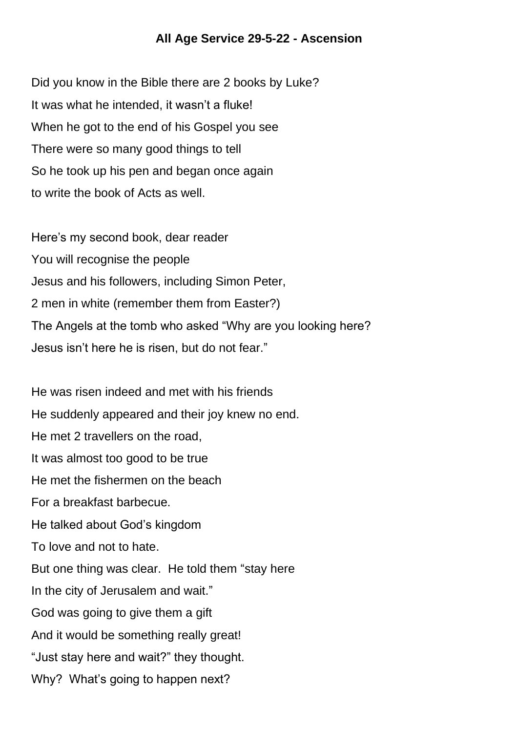**All Age Service 29-5-22 - Ascension**

Did you know in the Bible there are 2 books by Luke?
It was what he intended, it wasn't a fluke!
When he got to the end of his Gospel you see
There were so many good things to tell
So he took up his pen and began once again
to write the book of Acts as well.

Here's my second book, dear reader
You will recognise the people
Jesus and his followers, including Simon Peter,
2 men in white (remember them from Easter?)
The Angels at the tomb who asked "Why are you looking here?
Jesus isn't here he is risen, but do not fear."

He was risen indeed and met with his friends
He suddenly appeared and their joy knew no end.
He met 2 travellers on the road,
It was almost too good to be true
He met the fishermen on the beach
For a breakfast barbecue.
He talked about God's kingdom
To love and not to hate.
But one thing was clear. He told them "stay here
In the city of Jerusalem and wait."
God was going to give them a gift
And it would be something really great!
"Just stay here and wait?" they thought.
Why? What's going to happen next?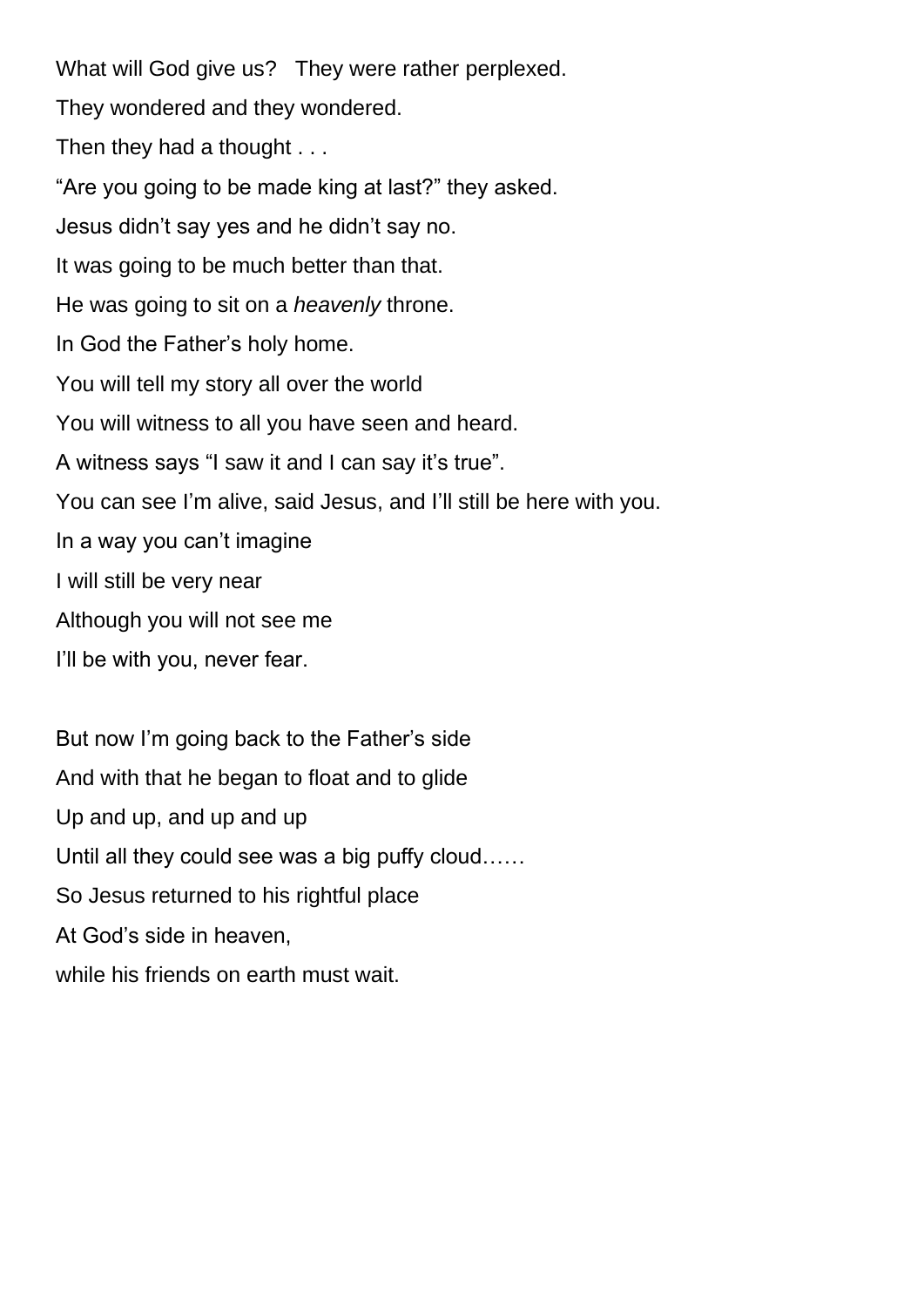What will God give us?   They were rather perplexed.

They wondered and they wondered.

Then they had a thought . . .

“Are you going to be made king at last?” they asked.

Jesus didn’t say yes and he didn’t say no.

It was going to be much better than that.

He was going to sit on a *heavenly* throne.

In God the Father’s holy home.

You will tell my story all over the world

You will witness to all you have seen and heard.

A witness says “I saw it and I can say it’s true”.

You can see I’m alive, said Jesus, and I’ll still be here with you.

In a way you can’t imagine

I will still be very near

Although you will not see me

I’ll be with you, never fear.

But now I’m going back to the Father’s side

And with that he began to float and to glide

Up and up, and up and up

Until all they could see was a big puffy cloud……

So Jesus returned to his rightful place

At God’s side in heaven,

while his friends on earth must wait.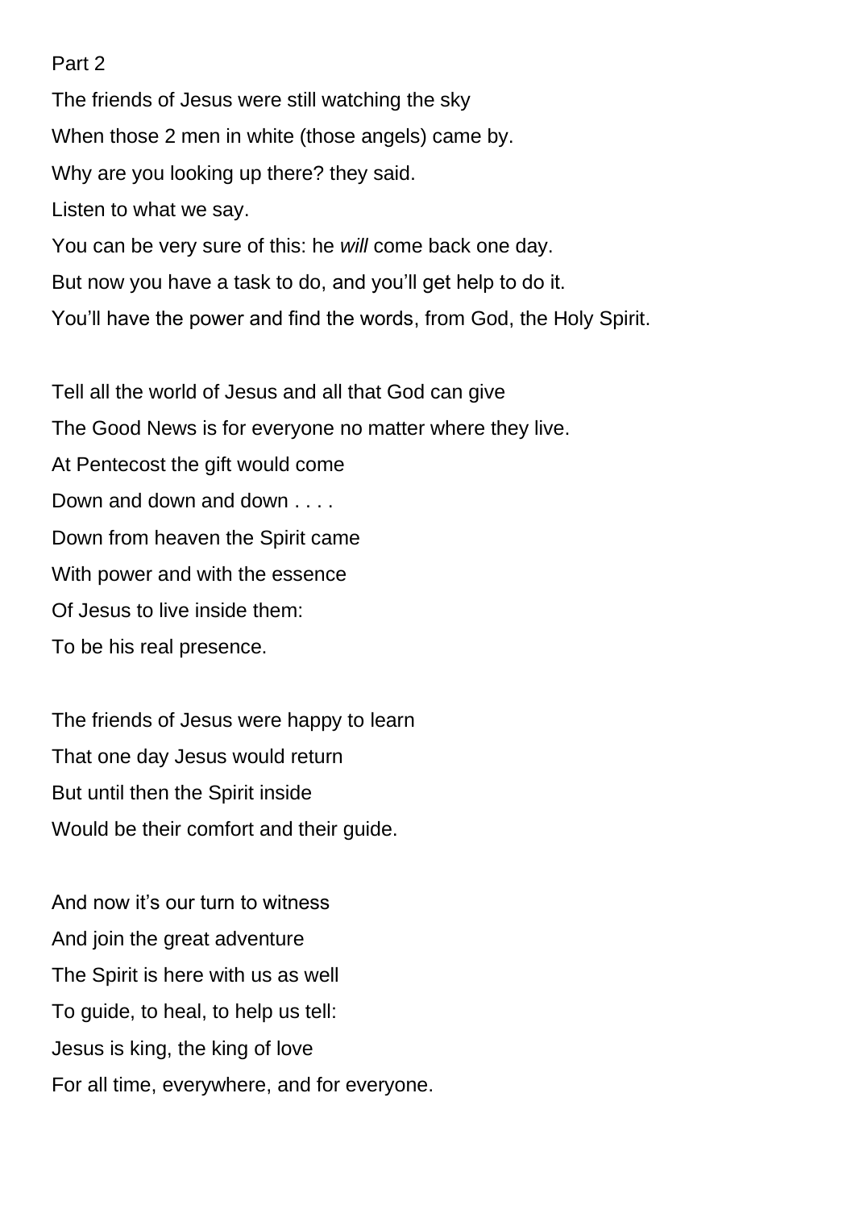Part 2

The friends of Jesus were still watching the sky  
When those 2 men in white (those angels) came by.  
Why are you looking up there? they said.  
Listen to what we say.  
You can be very sure of this: he *will* come back one day.  
But now you have a task to do, and you'll get help to do it.  
You'll have the power and find the words, from God, the Holy Spirit.

Tell all the world of Jesus and all that God can give  
The Good News is for everyone no matter where they live.  
At Pentecost the gift would come  
Down and down and down . . . .  
Down from heaven the Spirit came  
With power and with the essence  
Of Jesus to live inside them:  
To be his real presence.

The friends of Jesus were happy to learn  
That one day Jesus would return  
But until then the Spirit inside  
Would be their comfort and their guide.

And now it's our turn to witness  
And join the great adventure  
The Spirit is here with us as well  
To guide, to heal, to help us tell:  
Jesus is king, the king of love  
For all time, everywhere, and for everyone.